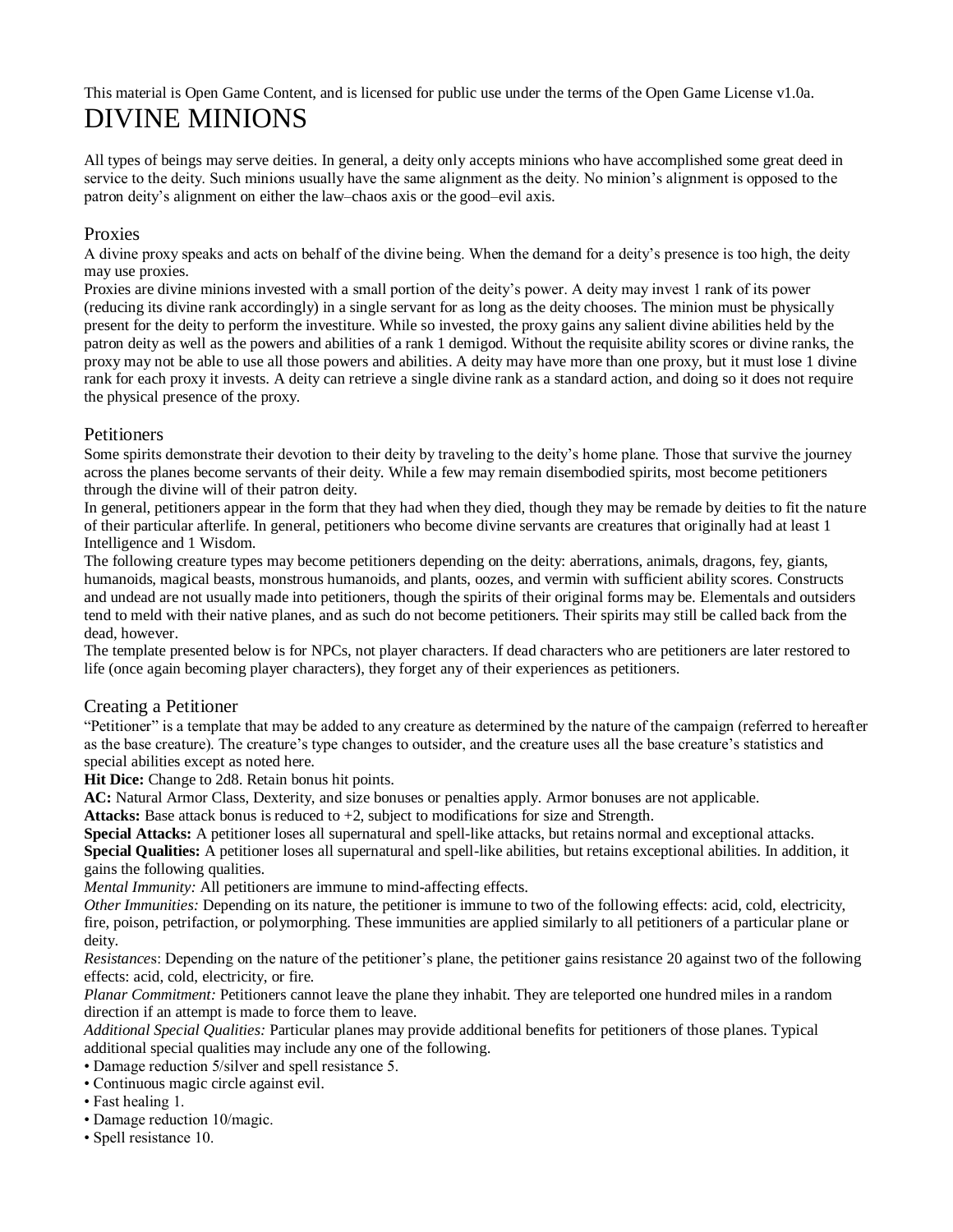This material is Open Game Content, and is licensed for public use under the terms of the Open Game License v1.0a.

# DIVINE MINIONS

All types of beings may serve deities. In general, a deity only accepts minions who have accomplished some great deed in service to the deity. Such minions usually have the same alignment as the deity. No minion's alignment is opposed to the patron deity's alignment on either the law–chaos axis or the good–evil axis.

## Proxies

A divine proxy speaks and acts on behalf of the divine being. When the demand for a deity's presence is too high, the deity may use proxies.

Proxies are divine minions invested with a small portion of the deity's power. A deity may invest 1 rank of its power (reducing its divine rank accordingly) in a single servant for as long as the deity chooses. The minion must be physically present for the deity to perform the investiture. While so invested, the proxy gains any salient divine abilities held by the patron deity as well as the powers and abilities of a rank 1 demigod. Without the requisite ability scores or divine ranks, the proxy may not be able to use all those powers and abilities. A deity may have more than one proxy, but it must lose 1 divine rank for each proxy it invests. A deity can retrieve a single divine rank as a standard action, and doing so it does not require the physical presence of the proxy.

## Petitioners

Some spirits demonstrate their devotion to their deity by traveling to the deity's home plane. Those that survive the journey across the planes become servants of their deity. While a few may remain disembodied spirits, most become petitioners through the divine will of their patron deity.

In general, petitioners appear in the form that they had when they died, though they may be remade by deities to fit the nature of their particular afterlife. In general, petitioners who become divine servants are creatures that originally had at least 1 Intelligence and 1 Wisdom.

The following creature types may become petitioners depending on the deity: aberrations, animals, dragons, fey, giants, humanoids, magical beasts, monstrous humanoids, and plants, oozes, and vermin with sufficient ability scores. Constructs and undead are not usually made into petitioners, though the spirits of their original forms may be. Elementals and outsiders tend to meld with their native planes, and as such do not become petitioners. Their spirits may still be called back from the dead, however.

The template presented below is for NPCs, not player characters. If dead characters who are petitioners are later restored to life (once again becoming player characters), they forget any of their experiences as petitioners.

## Creating a Petitioner

"Petitioner" is a template that may be added to any creature as determined by the nature of the campaign (referred to hereafter as the base creature). The creature's type changes to outsider, and the creature uses all the base creature's statistics and special abilities except as noted here.

**Hit Dice:** Change to 2d8. Retain bonus hit points.

**AC:** Natural Armor Class, Dexterity, and size bonuses or penalties apply. Armor bonuses are not applicable.

**Attacks:** Base attack bonus is reduced to +2, subject to modifications for size and Strength.

**Special Attacks:** A petitioner loses all supernatural and spell-like attacks, but retains normal and exceptional attacks.

**Special Qualities:** A petitioner loses all supernatural and spell-like abilities, but retains exceptional abilities. In addition, it gains the following qualities.

*Mental Immunity:* All petitioners are immune to mind-affecting effects.

*Other Immunities:* Depending on its nature, the petitioner is immune to two of the following effects: acid, cold, electricity, fire, poison, petrifaction, or polymorphing. These immunities are applied similarly to all petitioners of a particular plane or deity.

*Resistances*: Depending on the nature of the petitioner's plane, the petitioner gains resistance 20 against two of the following effects: acid, cold, electricity, or fire.

*Planar Commitment:* Petitioners cannot leave the plane they inhabit. They are teleported one hundred miles in a random direction if an attempt is made to force them to leave.

*Additional Special Qualities:* Particular planes may provide additional benefits for petitioners of those planes. Typical additional special qualities may include any one of the following.

- Damage reduction 5/silver and spell resistance 5.
- Continuous magic circle against evil.
- Fast healing 1.
- Damage reduction 10/magic.
- Spell resistance 10.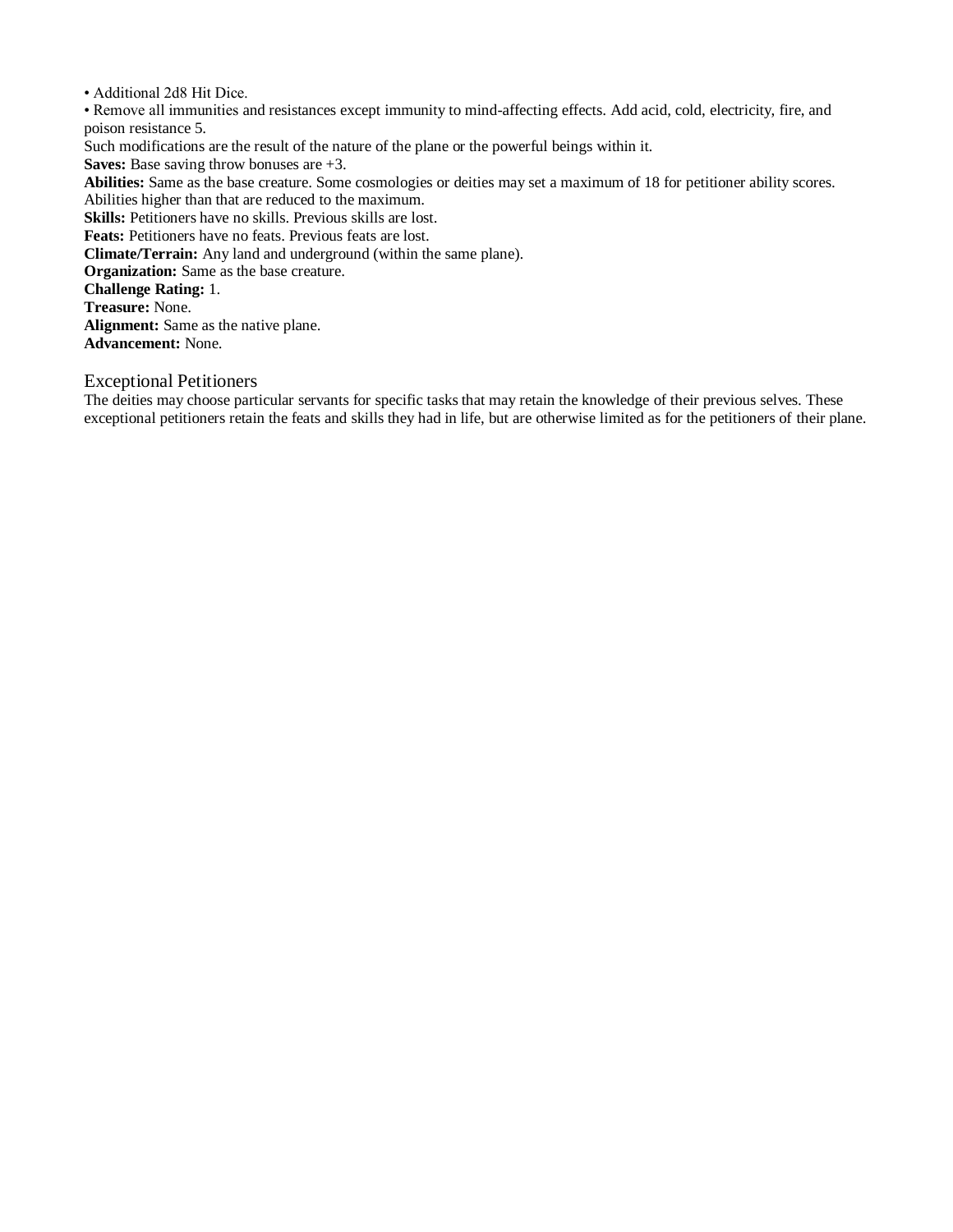• Additional 2d8 Hit Dice.
• Remove all immunities and resistances except immunity to mind-affecting effects. Add acid, cold, electricity, fire, and poison resistance 5.

Such modifications are the result of the nature of the plane or the powerful beings within it.

**Saves:** Base saving throw bonuses are +3.
**Abilities:** Same as the base creature. Some cosmologies or deities may set a maximum of 18 for petitioner ability scores. Abilities higher than that are reduced to the maximum.
**Skills:** Petitioners have no skills. Previous skills are lost.
**Feats:** Petitioners have no feats. Previous feats are lost.
**Climate/Terrain:** Any land and underground (within the same plane).
**Organization:** Same as the base creature.
**Challenge Rating:** 1.
**Treasure:** None.
**Alignment:** Same as the native plane.
**Advancement:** None.

## Exceptional Petitioners

The deities may choose particular servants for specific tasks that may retain the knowledge of their previous selves. These exceptional petitioners retain the feats and skills they had in life, but are otherwise limited as for the petitioners of their plane.